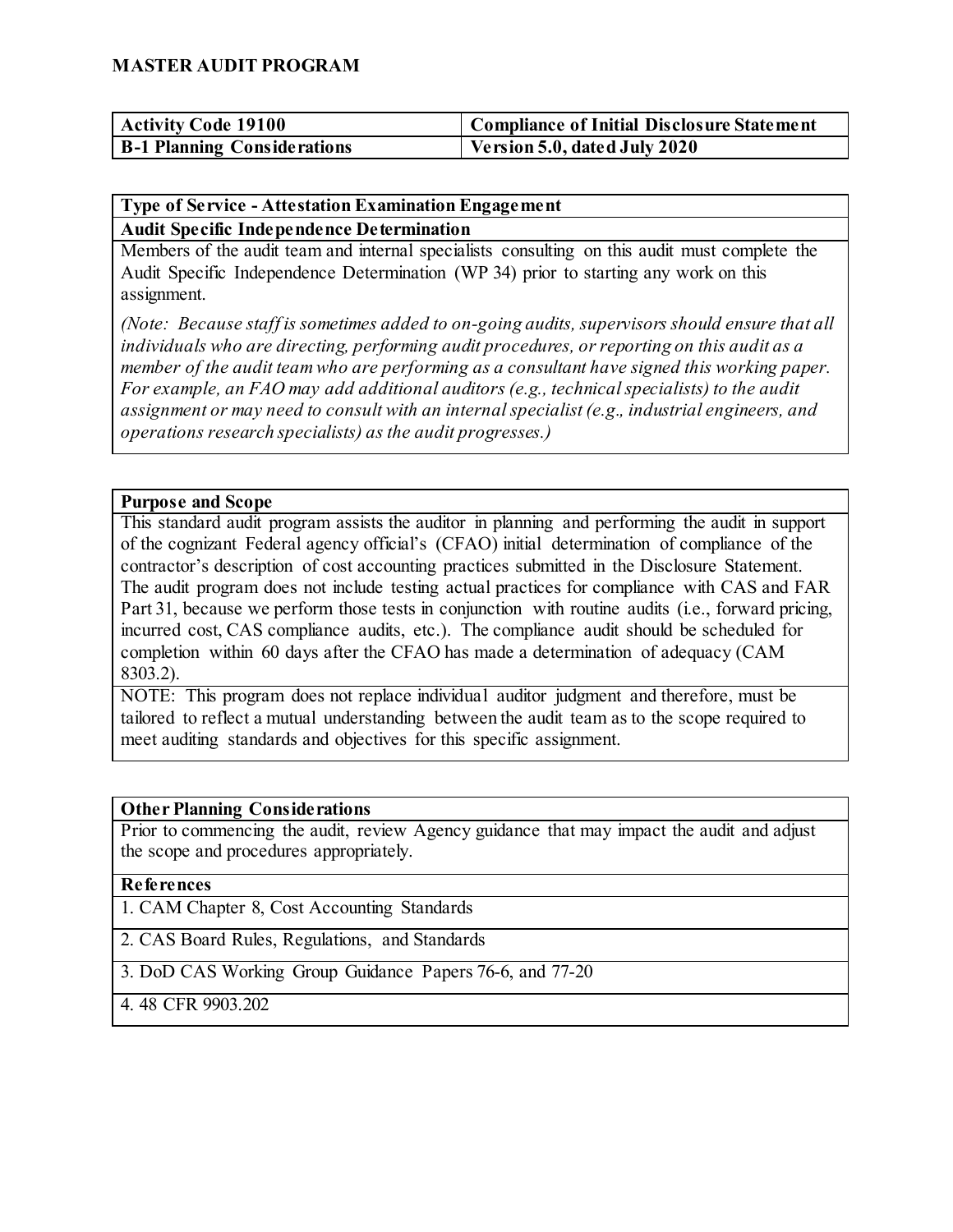# MASTER AUDIT PROGRAM

| Activity Code 19100 | Compliance of Initial Disclosure Statement |
|---|---|
| B-1 Planning Considerations | Version 5.0, dated July 2020 |

### Type of Service - Attestation Examination Engagement

### Audit Specific Independence Determination

Members of the audit team and internal specialists consulting on this audit must complete the Audit Specific Independence Determination (WP 34) prior to starting any work on this assignment.

*(Note: Because staff is sometimes added to on-going audits, supervisors should ensure that all individuals who are directing, performing audit procedures, or reporting on this audit as a member of the audit team who are performing as a consultant have signed this working paper. For example, an FAO may add additional auditors (e.g., technical specialists) to the audit assignment or may need to consult with an internal specialist (e.g., industrial engineers, and operations research specialists) as the audit progresses.)*

### Purpose and Scope

This standard audit program assists the auditor in planning and performing the audit in support of the cognizant Federal agency official's (CFAO) initial determination of compliance of the contractor's description of cost accounting practices submitted in the Disclosure Statement. The audit program does not include testing actual practices for compliance with CAS and FAR Part 31, because we perform those tests in conjunction with routine audits (i.e., forward pricing, incurred cost, CAS compliance audits, etc.). The compliance audit should be scheduled for completion within 60 days after the CFAO has made a determination of adequacy (CAM 8303.2).

NOTE: This program does not replace individual auditor judgment and therefore, must be tailored to reflect a mutual understanding between the audit team as to the scope required to meet auditing standards and objectives for this specific assignment.

### Other Planning Considerations

Prior to commencing the audit, review Agency guidance that may impact the audit and adjust the scope and procedures appropriately.

### References

1. CAM Chapter 8, Cost Accounting Standards
2. CAS Board Rules, Regulations, and Standards
3. DoD CAS Working Group Guidance Papers 76-6, and 77-20
4. 48 CFR 9903.202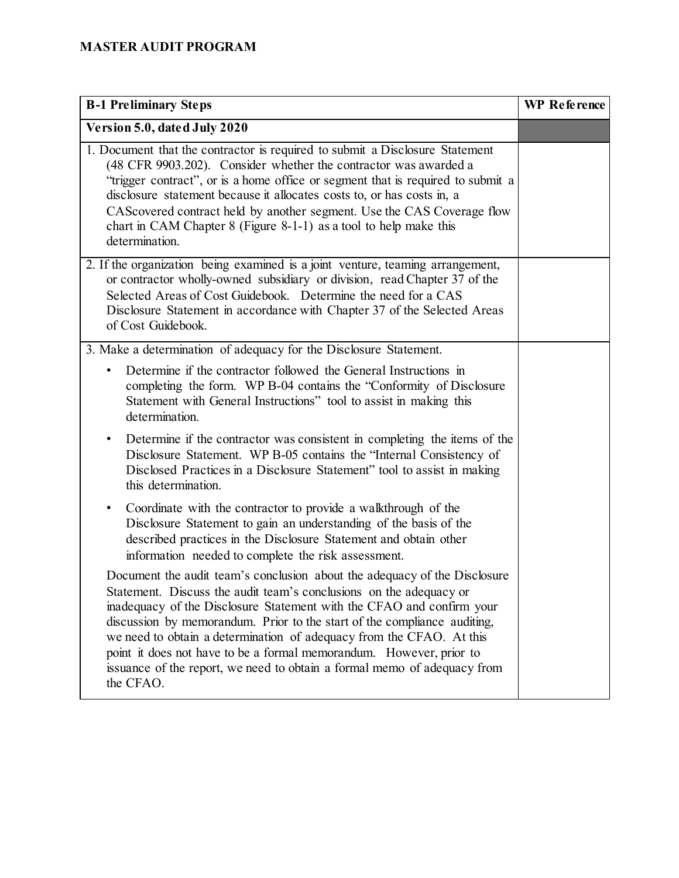**MASTER AUDIT PROGRAM**

| B-1 Preliminary Steps | WP Reference |
|---|---|
| **Version 5.0, dated July 2020** | |
| 1. Document that the contractor is required to submit a Disclosure Statement (48 CFR 9903.202). Consider whether the contractor was awarded a "trigger contract", or is a home office or segment that is required to submit a disclosure statement because it allocates costs to, or has costs in, a CAScovered contract held by another segment. Use the CAS Coverage flow chart in CAM Chapter 8 (Figure 8-1-1) as a tool to help make this determination. | |
| 2. If the organization being examined is a joint venture, teaming arrangement, or contractor wholly-owned subsidiary or division, read Chapter 37 of the Selected Areas of Cost Guidebook. Determine the need for a CAS Disclosure Statement in accordance with Chapter 37 of the Selected Areas of Cost Guidebook. | |
| 3. Make a determination of adequacy for the Disclosure Statement.<br>• Determine if the contractor followed the General Instructions in completing the form. WP B-04 contains the "Conformity of Disclosure Statement with General Instructions" tool to assist in making this determination.<br>• Determine if the contractor was consistent in completing the items of the Disclosure Statement. WP B-05 contains the "Internal Consistency of Disclosed Practices in a Disclosure Statement" tool to assist in making this determination.<br>• Coordinate with the contractor to provide a walkthrough of the Disclosure Statement to gain an understanding of the basis of the described practices in the Disclosure Statement and obtain other information needed to complete the risk assessment.<br>Document the audit team's conclusion about the adequacy of the Disclosure Statement. Discuss the audit team's conclusions on the adequacy or inadequacy of the Disclosure Statement with the CFAO and confirm your discussion by memorandum. Prior to the start of the compliance auditing, we need to obtain a determination of adequacy from the CFAO. At this point it does not have to be a formal memorandum. However, prior to issuance of the report, we need to obtain a formal memo of adequacy from the CFAO. | |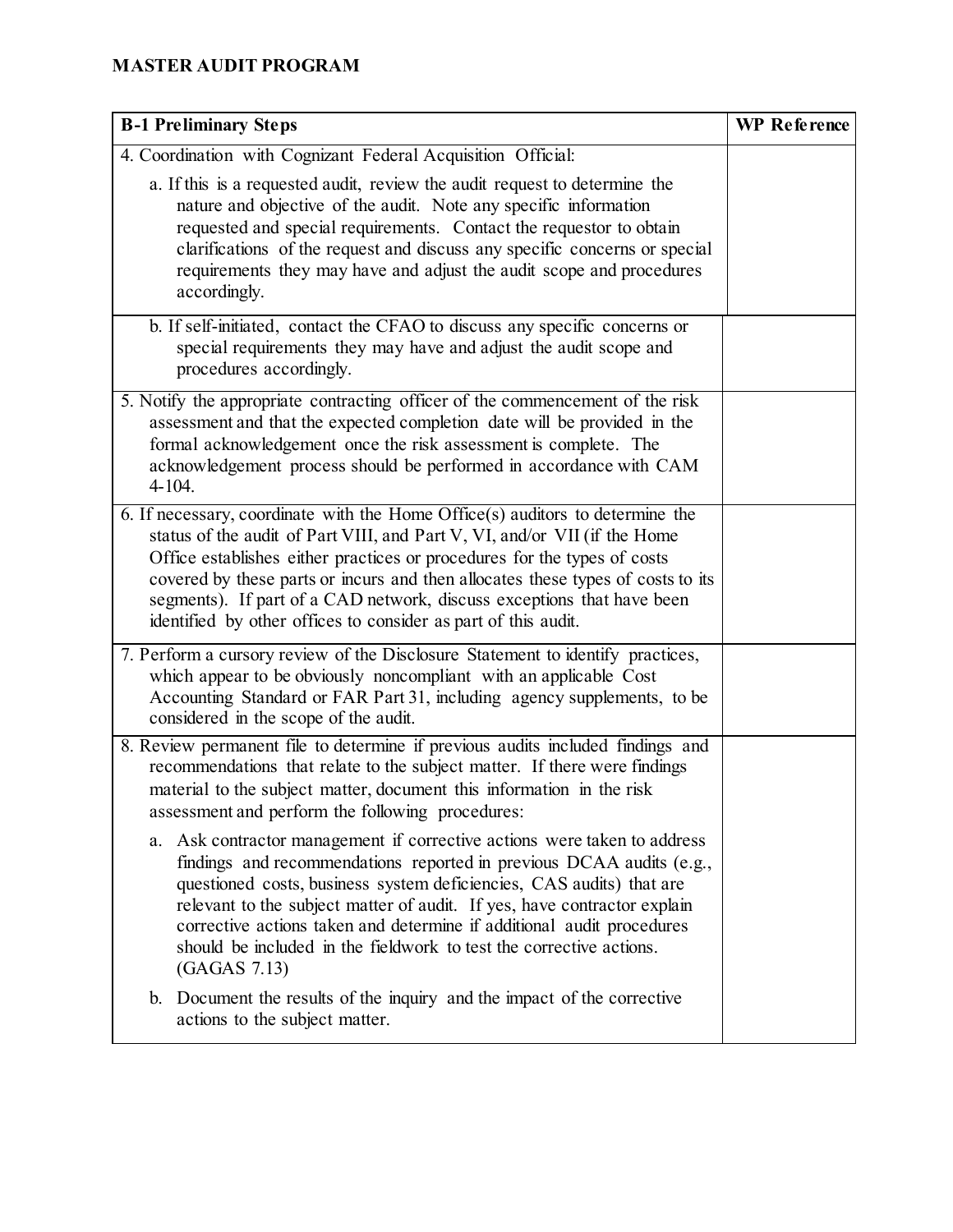**MASTER AUDIT PROGRAM**

| B-1 Preliminary Steps | WP Reference |
|---|---|
| 4. Coordination with Cognizant Federal Acquisition Official:<br><br>a. If this is a requested audit, review the audit request to determine the nature and objective of the audit. Note any specific information requested and special requirements. Contact the requestor to obtain clarifications of the request and discuss any specific concerns or special requirements they may have and adjust the audit scope and procedures accordingly. | |
| b. If self-initiated, contact the CFAO to discuss any specific concerns or special requirements they may have and adjust the audit scope and procedures accordingly. | |
| 5. Notify the appropriate contracting officer of the commencement of the risk assessment and that the expected completion date will be provided in the formal acknowledgement once the risk assessment is complete. The acknowledgement process should be performed in accordance with CAM 4-104. | |
| 6. If necessary, coordinate with the Home Office(s) auditors to determine the status of the audit of Part VIII, and Part V, VI, and/or VII (if the Home Office establishes either practices or procedures for the types of costs covered by these parts or incurs and then allocates these types of costs to its segments). If part of a CAD network, discuss exceptions that have been identified by other offices to consider as part of this audit. | |
| 7. Perform a cursory review of the Disclosure Statement to identify practices, which appear to be obviously noncompliant with an applicable Cost Accounting Standard or FAR Part 31, including agency supplements, to be considered in the scope of the audit. | |
| 8. Review permanent file to determine if previous audits included findings and recommendations that relate to the subject matter. If there were findings material to the subject matter, document this information in the risk assessment and perform the following procedures:<br><br>a. Ask contractor management if corrective actions were taken to address findings and recommendations reported in previous DCAA audits (e.g., questioned costs, business system deficiencies, CAS audits) that are relevant to the subject matter of audit. If yes, have contractor explain corrective actions taken and determine if additional audit procedures should be included in the fieldwork to test the corrective actions. (GAGAS 7.13)<br><br>b. Document the results of the inquiry and the impact of the corrective actions to the subject matter. | |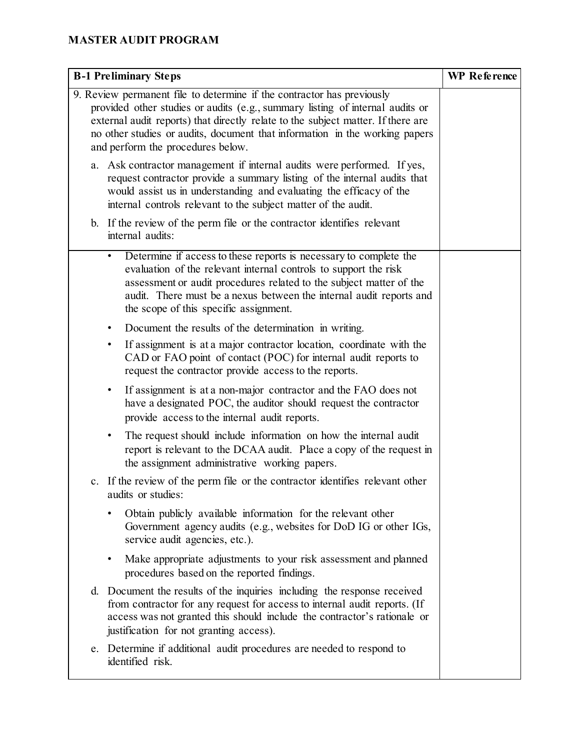**MASTER AUDIT PROGRAM**

| B-1 Preliminary Steps | WP Reference |
|---|---|
| 9. Review permanent file to determine if the contractor has previously provided other studies or audits (e.g., summary listing of internal audits or external audit reports) that directly relate to the subject matter. If there are no other studies or audits, document that information in the working papers and perform the procedures below.<br><br>a. Ask contractor management if internal audits were performed. If yes, request contractor provide a summary listing of the internal audits that would assist us in understanding and evaluating the efficacy of the internal controls relevant to the subject matter of the audit.<br><br>b. If the review of the perm file or the contractor identifies relevant internal audits: | |
| • Determine if access to these reports is necessary to complete the evaluation of the relevant internal controls to support the risk assessment or audit procedures related to the subject matter of the audit. There must be a nexus between the internal audit reports and the scope of this specific assignment.<br><br>• Document the results of the determination in writing.<br><br>• If assignment is at a major contractor location, coordinate with the CAD or FAO point of contact (POC) for internal audit reports to request the contractor provide access to the reports.<br><br>• If assignment is at a non-major contractor and the FAO does not have a designated POC, the auditor should request the contractor provide access to the internal audit reports.<br><br>• The request should include information on how the internal audit report is relevant to the DCAA audit. Place a copy of the request in the assignment administrative working papers.<br><br>c. If the review of the perm file or the contractor identifies relevant other audits or studies:<br><br>• Obtain publicly available information for the relevant other Government agency audits (e.g., websites for DoD IG or other IGs, service audit agencies, etc.).<br><br>• Make appropriate adjustments to your risk assessment and planned procedures based on the reported findings.<br><br>d. Document the results of the inquiries including the response received from contractor for any request for access to internal audit reports. (If access was not granted this should include the contractor's rationale or justification for not granting access).<br><br>e. Determine if additional audit procedures are needed to respond to identified risk. | |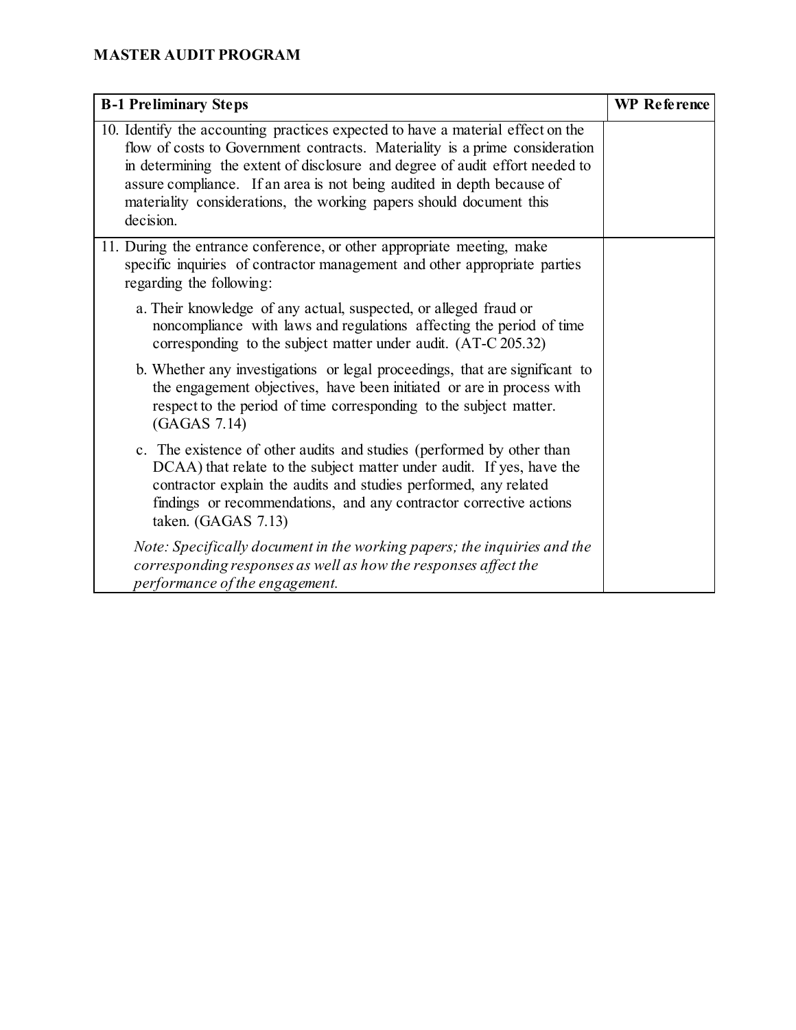## MASTER AUDIT PROGRAM

| B-1 Preliminary Steps | WP Reference |
|---|---|
| 10. Identify the accounting practices expected to have a material effect on the flow of costs to Government contracts. Materiality is a prime consideration in determining the extent of disclosure and degree of audit effort needed to assure compliance. If an area is not being audited in depth because of materiality considerations, the working papers should document this decision. | |
| 11. During the entrance conference, or other appropriate meeting, make specific inquiries of contractor management and other appropriate parties regarding the following:<br><br>a. Their knowledge of any actual, suspected, or alleged fraud or noncompliance with laws and regulations affecting the period of time corresponding to the subject matter under audit. (AT-C 205.32)<br><br>b. Whether any investigations or legal proceedings, that are significant to the engagement objectives, have been initiated or are in process with respect to the period of time corresponding to the subject matter. (GAGAS 7.14)<br><br>c. The existence of other audits and studies (performed by other than DCAA) that relate to the subject matter under audit. If yes, have the contractor explain the audits and studies performed, any related findings or recommendations, and any contractor corrective actions taken. (GAGAS 7.13)<br><br>*Note: Specifically document in the working papers; the inquiries and the corresponding responses as well as how the responses affect the performance of the engagement.* | |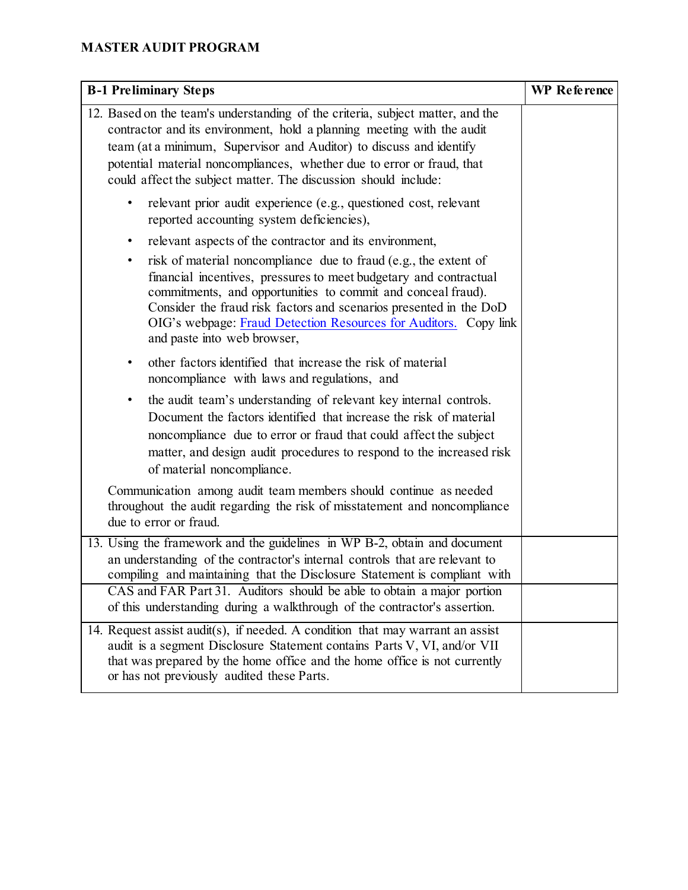**MASTER AUDIT PROGRAM**

| **B-1 Preliminary Steps** | **WP Reference** |
|---|---|
| 12. Based on the team's understanding of the criteria, subject matter, and the contractor and its environment, hold a planning meeting with the audit team (at a minimum, Supervisor and Auditor) to discuss and identify potential material noncompliances, whether due to error or fraud, that could affect the subject matter. The discussion should include:<br>• relevant prior audit experience (e.g., questioned cost, relevant reported accounting system deficiencies),<br>• relevant aspects of the contractor and its environment,<br>• risk of material noncompliance due to fraud (e.g., the extent of financial incentives, pressures to meet budgetary and contractual commitments, and opportunities to commit and conceal fraud). Consider the fraud risk factors and scenarios presented in the DoD OIG's webpage: Fraud Detection Resources for Auditors. Copy link and paste into web browser,<br>• other factors identified that increase the risk of material noncompliance with laws and regulations, and<br>• the audit team's understanding of relevant key internal controls. Document the factors identified that increase the risk of material noncompliance due to error or fraud that could affect the subject matter, and design audit procedures to respond to the increased risk of material noncompliance.<br>Communication among audit team members should continue as needed throughout the audit regarding the risk of misstatement and noncompliance due to error or fraud. | |
| 13. Using the framework and the guidelines in WP B-2, obtain and document an understanding of the contractor's internal controls that are relevant to compiling and maintaining that the Disclosure Statement is compliant with CAS and FAR Part 31. Auditors should be able to obtain a major portion of this understanding during a walkthrough of the contractor's assertion. | |
| 14. Request assist audit(s), if needed. A condition that may warrant an assist audit is a segment Disclosure Statement contains Parts V, VI, and/or VII that was prepared by the home office and the home office is not currently or has not previously audited these Parts. | |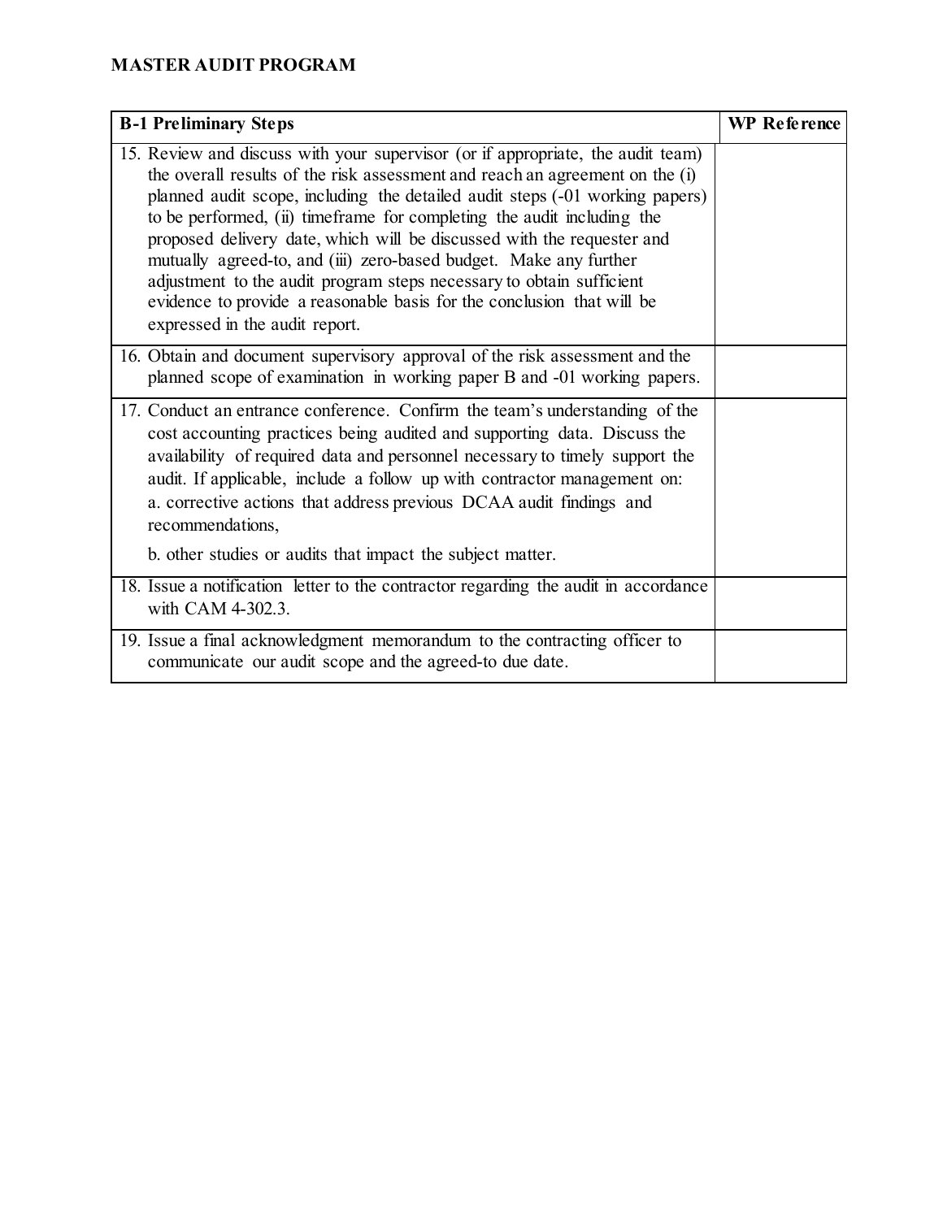**MASTER AUDIT PROGRAM**

| B-1 Preliminary Steps | WP Reference |
|---|---|
| 15. Review and discuss with your supervisor (or if appropriate, the audit team) the overall results of the risk assessment and reach an agreement on the (i) planned audit scope, including the detailed audit steps (-01 working papers) to be performed, (ii) timeframe for completing the audit including the proposed delivery date, which will be discussed with the requester and mutually agreed-to, and (iii) zero-based budget. Make any further adjustment to the audit program steps necessary to obtain sufficient evidence to provide a reasonable basis for the conclusion that will be expressed in the audit report. | |
| 16. Obtain and document supervisory approval of the risk assessment and the planned scope of examination in working paper B and -01 working papers. | |
| 17. Conduct an entrance conference. Confirm the team's understanding of the cost accounting practices being audited and supporting data. Discuss the availability of required data and personnel necessary to timely support the audit. If applicable, include a follow up with contractor management on: a. corrective actions that address previous DCAA audit findings and recommendations, b. other studies or audits that impact the subject matter. | |
| 18. Issue a notification letter to the contractor regarding the audit in accordance with CAM 4-302.3. | |
| 19. Issue a final acknowledgment memorandum to the contracting officer to communicate our audit scope and the agreed-to due date. | |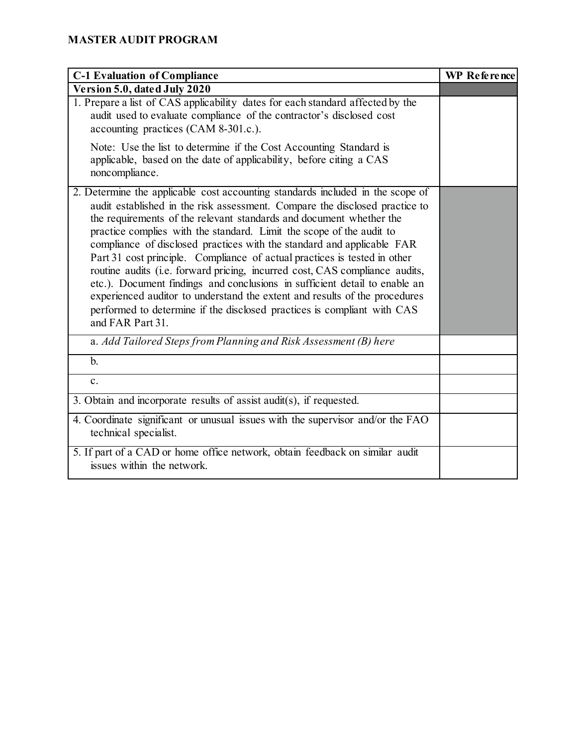**MASTER AUDIT PROGRAM**

| C-1 Evaluation of Compliance | WP Reference |
| --- | --- |
| **Version 5.0, dated July 2020** | |
| 1. Prepare a list of CAS applicability dates for each standard affected by the audit used to evaluate compliance of the contractor's disclosed cost accounting practices (CAM 8-301.c.).<br><br>Note: Use the list to determine if the Cost Accounting Standard is applicable, based on the date of applicability, before citing a CAS noncompliance. | |
| 2. Determine the applicable cost accounting standards included in the scope of audit established in the risk assessment. Compare the disclosed practice to the requirements of the relevant standards and document whether the practice complies with the standard. Limit the scope of the audit to compliance of disclosed practices with the standard and applicable FAR Part 31 cost principle. Compliance of actual practices is tested in other routine audits (i.e. forward pricing, incurred cost, CAS compliance audits, etc.). Document findings and conclusions in sufficient detail to enable an experienced auditor to understand the extent and results of the procedures performed to determine if the disclosed practices is compliant with CAS and FAR Part 31. | |
| a. *Add Tailored Steps from Planning and Risk Assessment (B) here* | |
| b. | |
| c. | |
| 3. Obtain and incorporate results of assist audit(s), if requested. | |
| 4. Coordinate significant or unusual issues with the supervisor and/or the FAO technical specialist. | |
| 5. If part of a CAD or home office network, obtain feedback on similar audit issues within the network. | |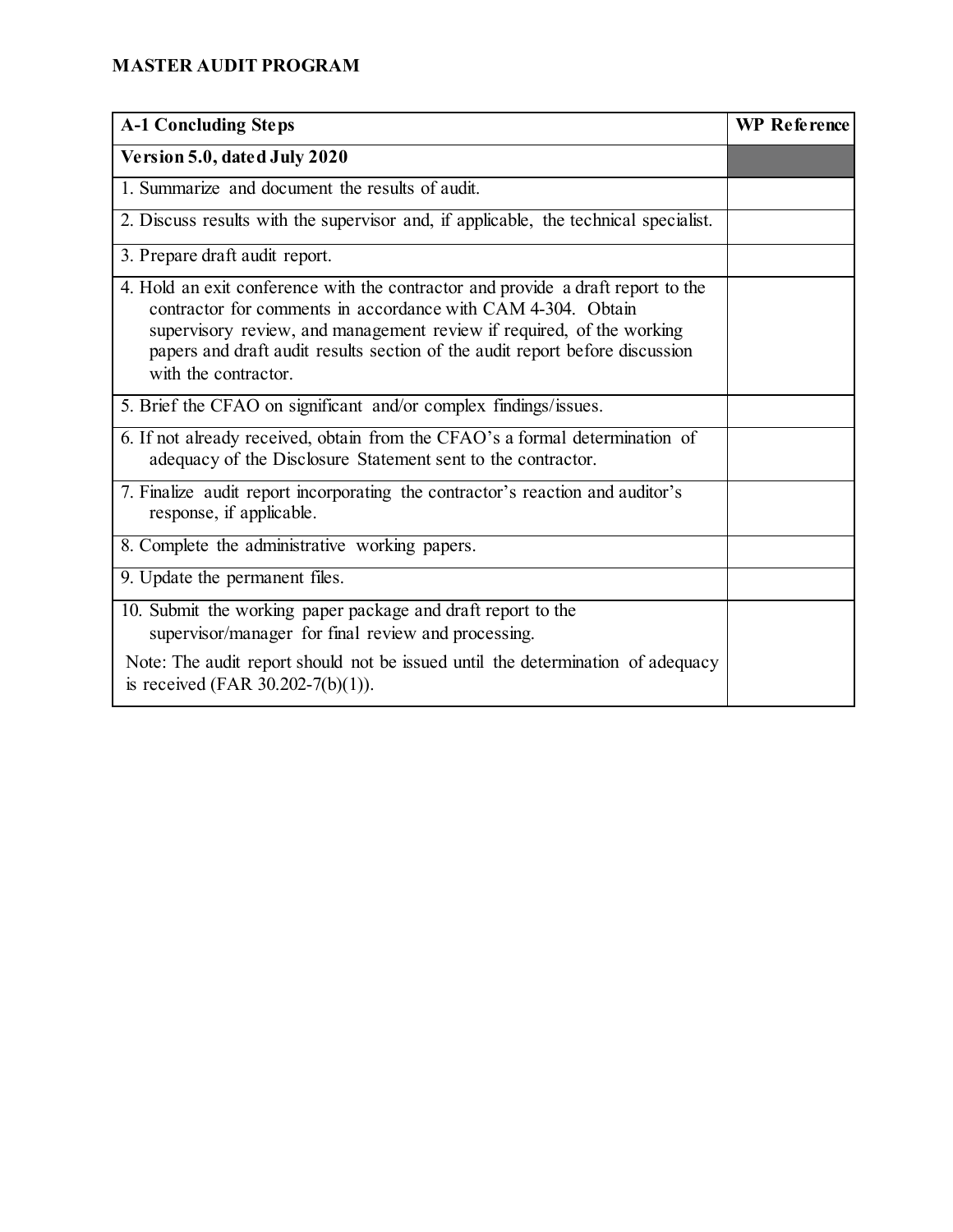# MASTER AUDIT PROGRAM

| A-1 Concluding Steps | WP Reference |
| --- | --- |
| **Version 5.0, dated July 2020** | |
| 1. Summarize and document the results of audit. | |
| 2. Discuss results with the supervisor and, if applicable, the technical specialist. | |
| 3. Prepare draft audit report. | |
| 4. Hold an exit conference with the contractor and provide a draft report to the contractor for comments in accordance with CAM 4-304. Obtain supervisory review, and management review if required, of the working papers and draft audit results section of the audit report before discussion with the contractor. | |
| 5. Brief the CFAO on significant and/or complex findings/issues. | |
| 6. If not already received, obtain from the CFAO's a formal determination of adequacy of the Disclosure Statement sent to the contractor. | |
| 7. Finalize audit report incorporating the contractor's reaction and auditor's response, if applicable. | |
| 8. Complete the administrative working papers. | |
| 9. Update the permanent files. | |
| 10. Submit the working paper package and draft report to the supervisor/manager for final review and processing.<br><br>Note: The audit report should not be issued until the determination of adequacy is received (FAR 30.202-7(b)(1)). | |